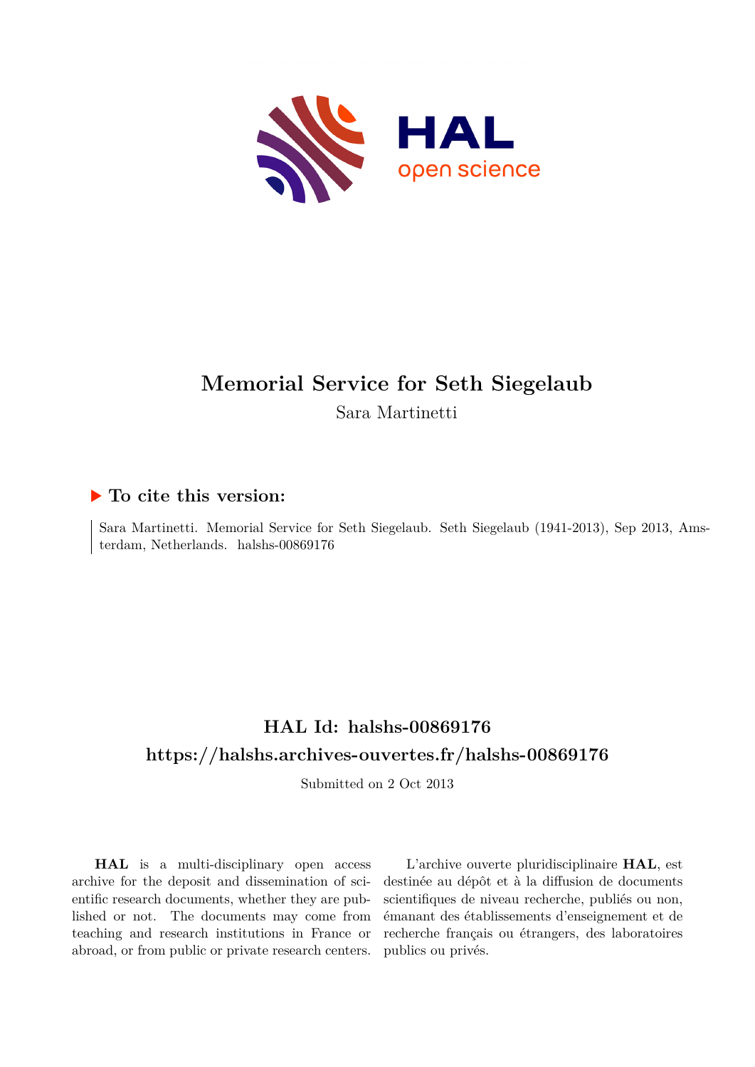# Memorial Service for Seth Siegelaub

Sara Martinetti

## ▶ To cite this version:

Sara Martinetti. Memorial Service for Seth Siegelaub. Seth Siegelaub (1941-2013), Sep 2013, Amsterdam, Netherlands. halshs-00869176

## HAL Id: halshs-00869176

## https://halshs.archives-ouvertes.fr/halshs-00869176

Submitted on 2 Oct 2013

**HAL** is a multi-disciplinary open access archive for the deposit and dissemination of scientific research documents, whether they are published or not. The documents may come from teaching and research institutions in France or abroad, or from public or private research centers.

L'archive ouverte pluridisciplinaire **HAL**, est destinée au dépôt et à la diffusion de documents scientifiques de niveau recherche, publiés ou non, émanant des établissements d'enseignement et de recherche français ou étrangers, des laboratoires publics ou privés.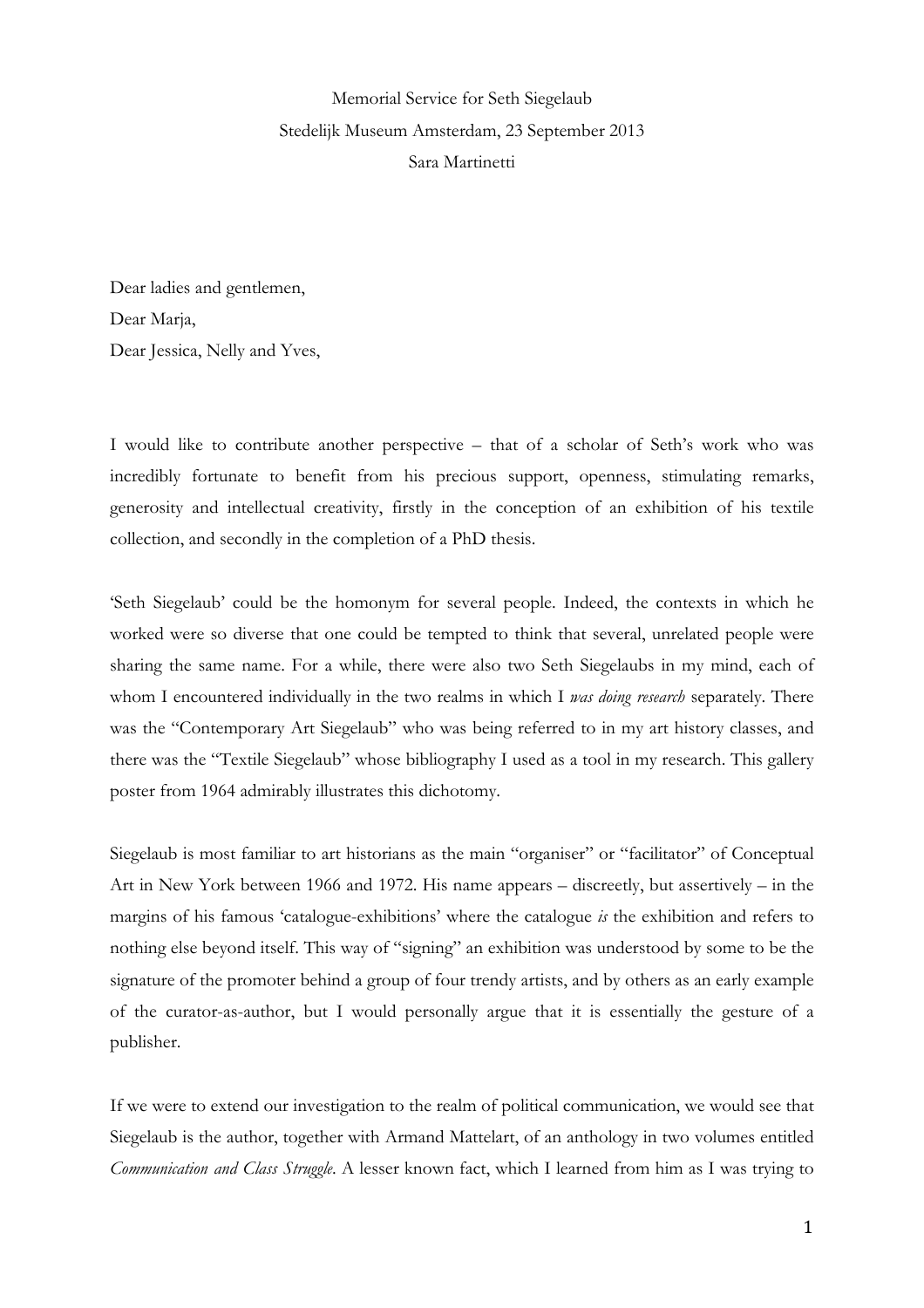Memorial Service for Seth Siegelaub

Stedelijk Museum Amsterdam, 23 September 2013

Sara Martinetti

Dear ladies and gentlemen,

Dear Marja,

Dear Jessica, Nelly and Yves,

I would like to contribute another perspective – that of a scholar of Seth's work who was incredibly fortunate to benefit from his precious support, openness, stimulating remarks, generosity and intellectual creativity, firstly in the conception of an exhibition of his textile collection, and secondly in the completion of a PhD thesis.

'Seth Siegelaub' could be the homonym for several people. Indeed, the contexts in which he worked were so diverse that one could be tempted to think that several, unrelated people were sharing the same name. For a while, there were also two Seth Siegelaubs in my mind, each of whom I encountered individually in the two realms in which I *was doing research* separately. There was the "Contemporary Art Siegelaub" who was being referred to in my art history classes, and there was the "Textile Siegelaub" whose bibliography I used as a tool in my research. This gallery poster from 1964 admirably illustrates this dichotomy.

Siegelaub is most familiar to art historians as the main "organiser" or "facilitator" of Conceptual Art in New York between 1966 and 1972. His name appears – discreetly, but assertively – in the margins of his famous 'catalogue-exhibitions' where the catalogue *is* the exhibition and refers to nothing else beyond itself. This way of "signing" an exhibition was understood by some to be the signature of the promoter behind a group of four trendy artists, and by others as an early example of the curator-as-author, but I would personally argue that it is essentially the gesture of a publisher.

If we were to extend our investigation to the realm of political communication, we would see that Siegelaub is the author, together with Armand Mattelart, of an anthology in two volumes entitled *Communication and Class Struggle*. A lesser known fact, which I learned from him as I was trying to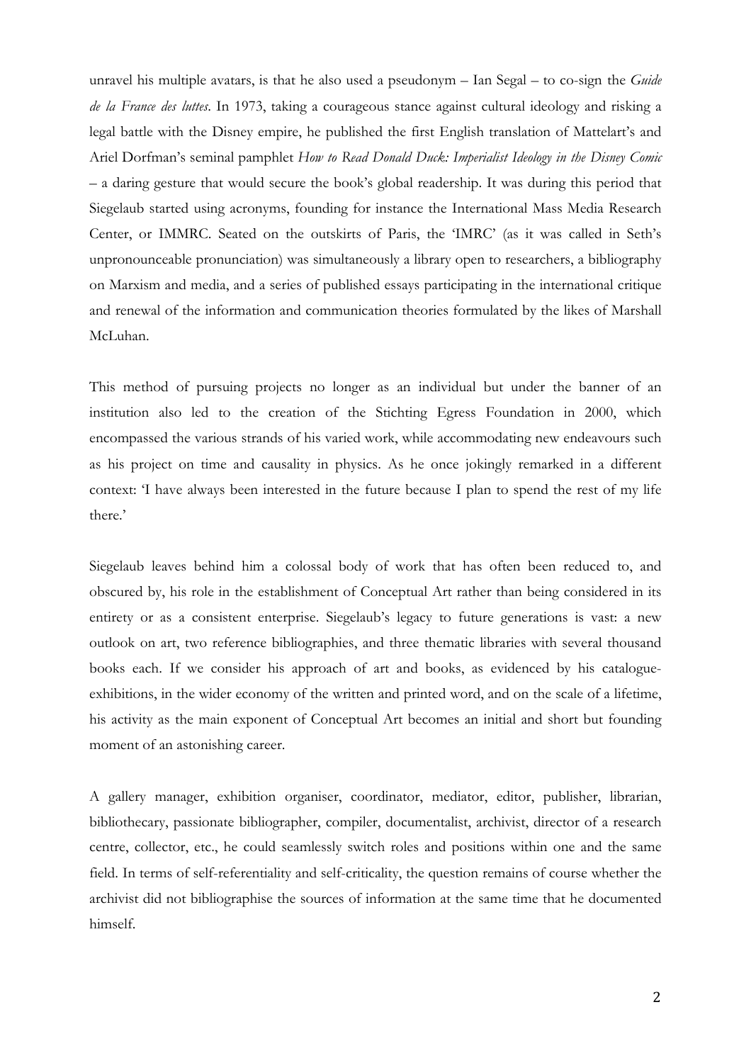unravel his multiple avatars, is that he also used a pseudonym – Ian Segal – to co-sign the *Guide de la France des luttes*. In 1973, taking a courageous stance against cultural ideology and risking a legal battle with the Disney empire, he published the first English translation of Mattelart's and Ariel Dorfman's seminal pamphlet *How to Read Donald Duck: Imperialist Ideology in the Disney Comic* – a daring gesture that would secure the book's global readership. It was during this period that Siegelaub started using acronyms, founding for instance the International Mass Media Research Center, or IMMRC. Seated on the outskirts of Paris, the 'IMRC' (as it was called in Seth's unpronounceable pronunciation) was simultaneously a library open to researchers, a bibliography on Marxism and media, and a series of published essays participating in the international critique and renewal of the information and communication theories formulated by the likes of Marshall McLuhan.

This method of pursuing projects no longer as an individual but under the banner of an institution also led to the creation of the Stichting Egress Foundation in 2000, which encompassed the various strands of his varied work, while accommodating new endeavours such as his project on time and causality in physics. As he once jokingly remarked in a different context: 'I have always been interested in the future because I plan to spend the rest of my life there.'

Siegelaub leaves behind him a colossal body of work that has often been reduced to, and obscured by, his role in the establishment of Conceptual Art rather than being considered in its entirety or as a consistent enterprise. Siegelaub's legacy to future generations is vast: a new outlook on art, two reference bibliographies, and three thematic libraries with several thousand books each. If we consider his approach of art and books, as evidenced by his catalogue-exhibitions, in the wider economy of the written and printed word, and on the scale of a lifetime, his activity as the main exponent of Conceptual Art becomes an initial and short but founding moment of an astonishing career.

A gallery manager, exhibition organiser, coordinator, mediator, editor, publisher, librarian, bibliothecary, passionate bibliographer, compiler, documentalist, archivist, director of a research centre, collector, etc., he could seamlessly switch roles and positions within one and the same field. In terms of self-referentiality and self-criticality, the question remains of course whether the archivist did not bibliographise the sources of information at the same time that he documented himself.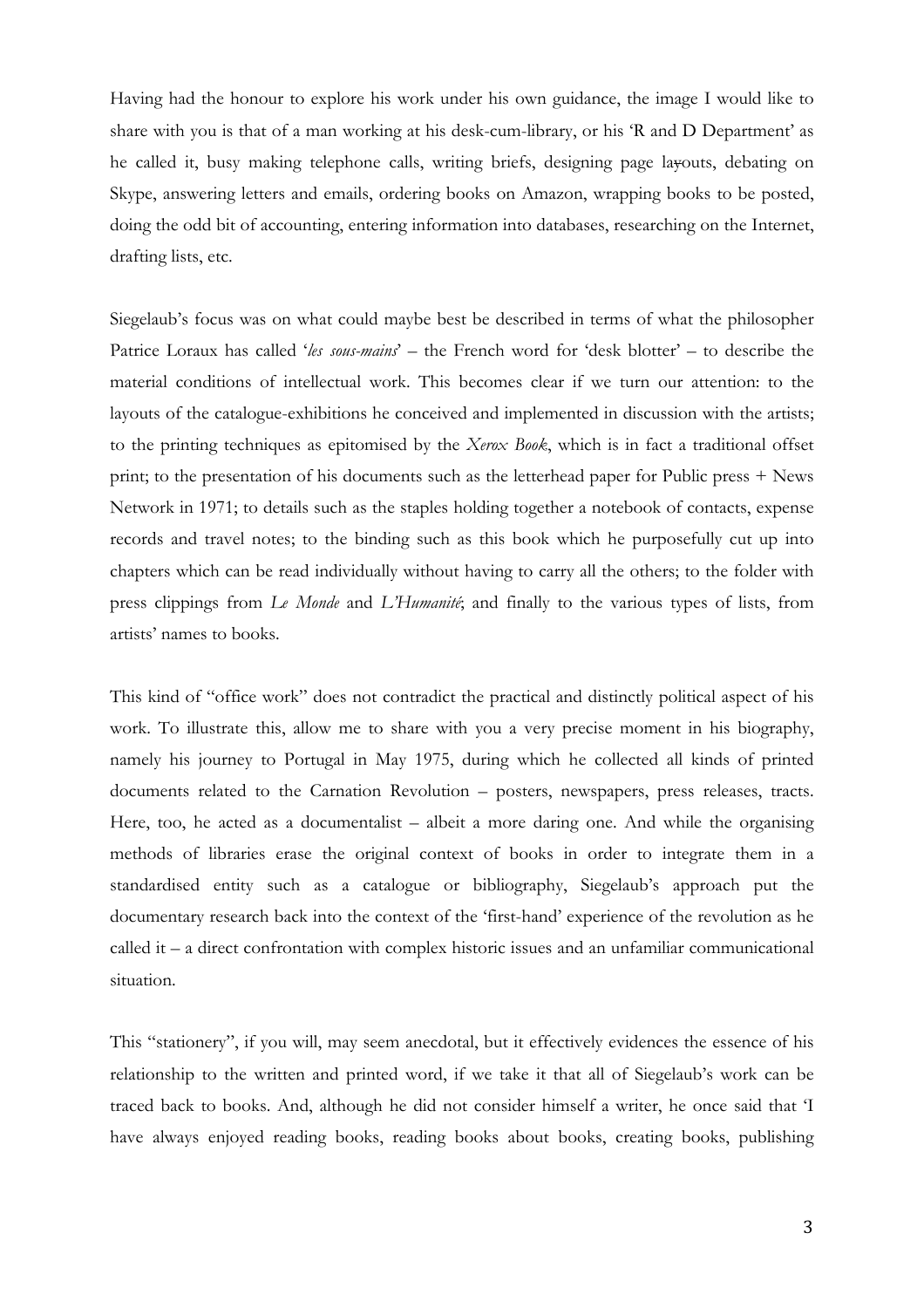Having had the honour to explore his work under his own guidance, the image I would like to share with you is that of a man working at his desk-cum-library, or his 'R and D Department' as he called it, busy making telephone calls, writing briefs, designing page layouts, debating on Skype, answering letters and emails, ordering books on Amazon, wrapping books to be posted, doing the odd bit of accounting, entering information into databases, researching on the Internet, drafting lists, etc.

Siegelaub's focus was on what could maybe best be described in terms of what the philosopher Patrice Loraux has called '*les sous-mains*' – the French word for 'desk blotter' – to describe the material conditions of intellectual work. This becomes clear if we turn our attention: to the layouts of the catalogue-exhibitions he conceived and implemented in discussion with the artists; to the printing techniques as epitomised by the *Xerox Book*, which is in fact a traditional offset print; to the presentation of his documents such as the letterhead paper for Public press + News Network in 1971; to details such as the staples holding together a notebook of contacts, expense records and travel notes; to the binding such as this book which he purposefully cut up into chapters which can be read individually without having to carry all the others; to the folder with press clippings from *Le Monde* and *L'Humanité*; and finally to the various types of lists, from artists' names to books.

This kind of "office work" does not contradict the practical and distinctly political aspect of his work. To illustrate this, allow me to share with you a very precise moment in his biography, namely his journey to Portugal in May 1975, during which he collected all kinds of printed documents related to the Carnation Revolution – posters, newspapers, press releases, tracts. Here, too, he acted as a documentalist – albeit a more daring one. And while the organising methods of libraries erase the original context of books in order to integrate them in a standardised entity such as a catalogue or bibliography, Siegelaub's approach put the documentary research back into the context of the 'first-hand' experience of the revolution as he called it – a direct confrontation with complex historic issues and an unfamiliar communicational situation.

This "stationery", if you will, may seem anecdotal, but it effectively evidences the essence of his relationship to the written and printed word, if we take it that all of Siegelaub's work can be traced back to books. And, although he did not consider himself a writer, he once said that 'I have always enjoyed reading books, reading books about books, creating books, publishing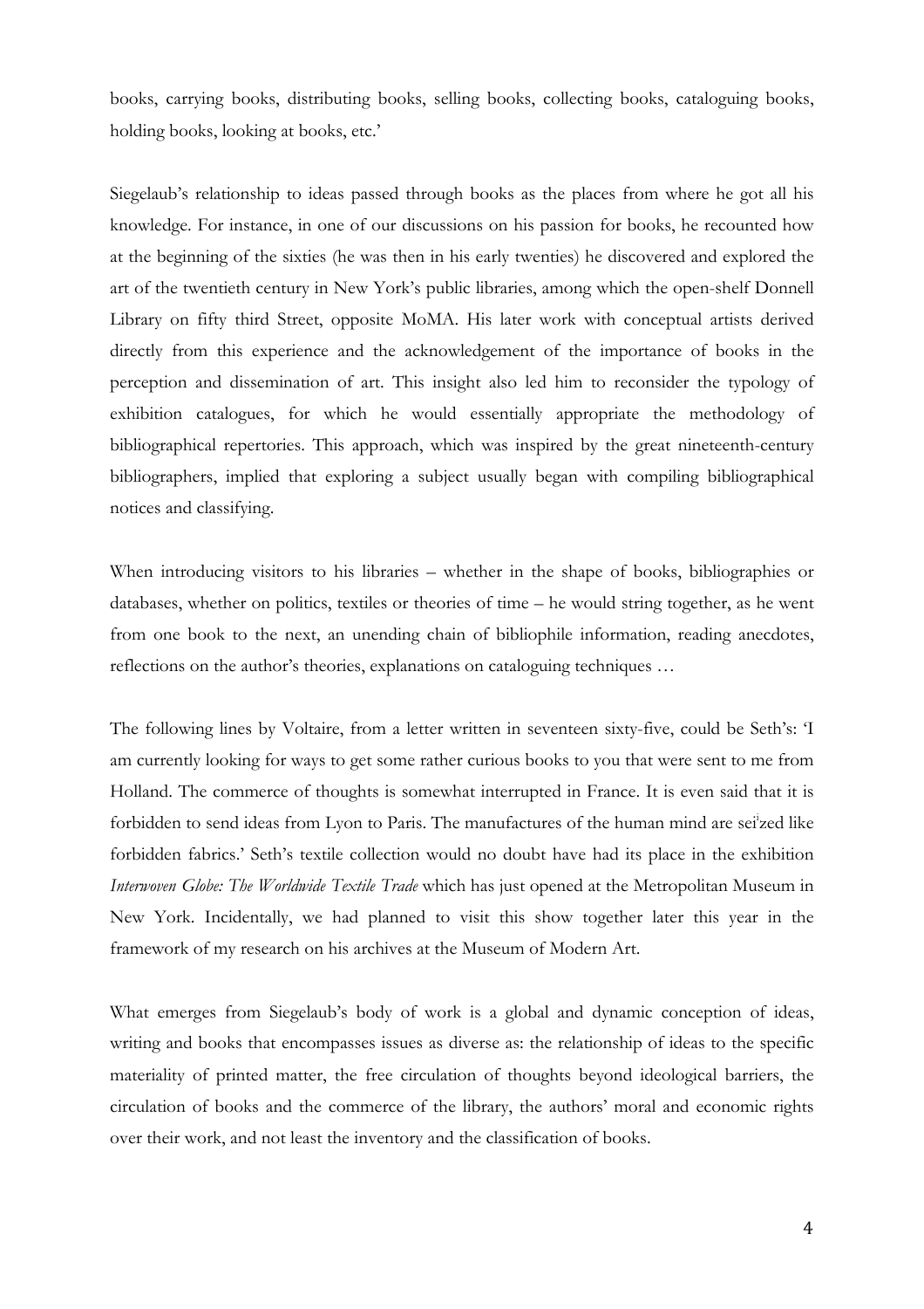books, carrying books, distributing books, selling books, collecting books, cataloguing books, holding books, looking at books, etc.'

Siegelaub's relationship to ideas passed through books as the places from where he got all his knowledge. For instance, in one of our discussions on his passion for books, he recounted how at the beginning of the sixties (he was then in his early twenties) he discovered and explored the art of the twentieth century in New York's public libraries, among which the open-shelf Donnell Library on fifty third Street, opposite MoMA. His later work with conceptual artists derived directly from this experience and the acknowledgement of the importance of books in the perception and dissemination of art. This insight also led him to reconsider the typology of exhibition catalogues, for which he would essentially appropriate the methodology of bibliographical repertories. This approach, which was inspired by the great nineteenth-century bibliographers, implied that exploring a subject usually began with compiling bibliographical notices and classifying.

When introducing visitors to his libraries – whether in the shape of books, bibliographies or databases, whether on politics, textiles or theories of time – he would string together, as he went from one book to the next, an unending chain of bibliophile information, reading anecdotes, reflections on the author's theories, explanations on cataloguing techniques …

The following lines by Voltaire, from a letter written in seventeen sixty-five, could be Seth's: 'I am currently looking for ways to get some rather curious books to you that were sent to me from Holland. The commerce of thoughts is somewhat interrupted in France. It is even said that it is forbidden to send ideas from Lyon to Paris. The manufactures of the human mind are sei[i]zed like forbidden fabrics.' Seth's textile collection would no doubt have had its place in the exhibition *Interwoven Globe: The Worldwide Textile Trade* which has just opened at the Metropolitan Museum in New York. Incidentally, we had planned to visit this show together later this year in the framework of my research on his archives at the Museum of Modern Art.

What emerges from Siegelaub's body of work is a global and dynamic conception of ideas, writing and books that encompasses issues as diverse as: the relationship of ideas to the specific materiality of printed matter, the free circulation of thoughts beyond ideological barriers, the circulation of books and the commerce of the library, the authors' moral and economic rights over their work, and not least the inventory and the classification of books.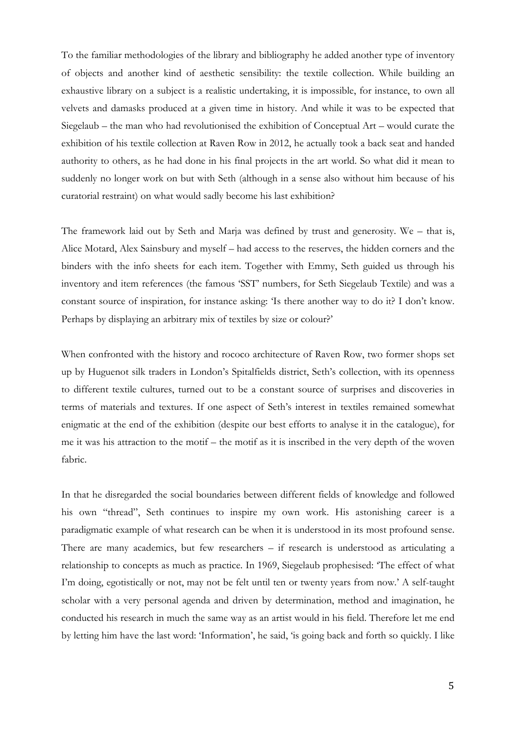To the familiar methodologies of the library and bibliography he added another type of inventory of objects and another kind of aesthetic sensibility: the textile collection. While building an exhaustive library on a subject is a realistic undertaking, it is impossible, for instance, to own all velvets and damasks produced at a given time in history. And while it was to be expected that Siegelaub – the man who had revolutionised the exhibition of Conceptual Art – would curate the exhibition of his textile collection at Raven Row in 2012, he actually took a back seat and handed authority to others, as he had done in his final projects in the art world. So what did it mean to suddenly no longer work on but with Seth (although in a sense also without him because of his curatorial restraint) on what would sadly become his last exhibition?

The framework laid out by Seth and Marja was defined by trust and generosity. We – that is, Alice Motard, Alex Sainsbury and myself – had access to the reserves, the hidden corners and the binders with the info sheets for each item. Together with Emmy, Seth guided us through his inventory and item references (the famous 'SST' numbers, for Seth Siegelaub Textile) and was a constant source of inspiration, for instance asking: 'Is there another way to do it? I don't know. Perhaps by displaying an arbitrary mix of textiles by size or colour?'

When confronted with the history and rococo architecture of Raven Row, two former shops set up by Huguenot silk traders in London's Spitalfields district, Seth's collection, with its openness to different textile cultures, turned out to be a constant source of surprises and discoveries in terms of materials and textures. If one aspect of Seth's interest in textiles remained somewhat enigmatic at the end of the exhibition (despite our best efforts to analyse it in the catalogue), for me it was his attraction to the motif – the motif as it is inscribed in the very depth of the woven fabric.

In that he disregarded the social boundaries between different fields of knowledge and followed his own "thread", Seth continues to inspire my own work. His astonishing career is a paradigmatic example of what research can be when it is understood in its most profound sense. There are many academics, but few researchers – if research is understood as articulating a relationship to concepts as much as practice. In 1969, Siegelaub prophesised: 'The effect of what I'm doing, egotistically or not, may not be felt until ten or twenty years from now.' A self-taught scholar with a very personal agenda and driven by determination, method and imagination, he conducted his research in much the same way as an artist would in his field. Therefore let me end by letting him have the last word: 'Information', he said, 'is going back and forth so quickly. I like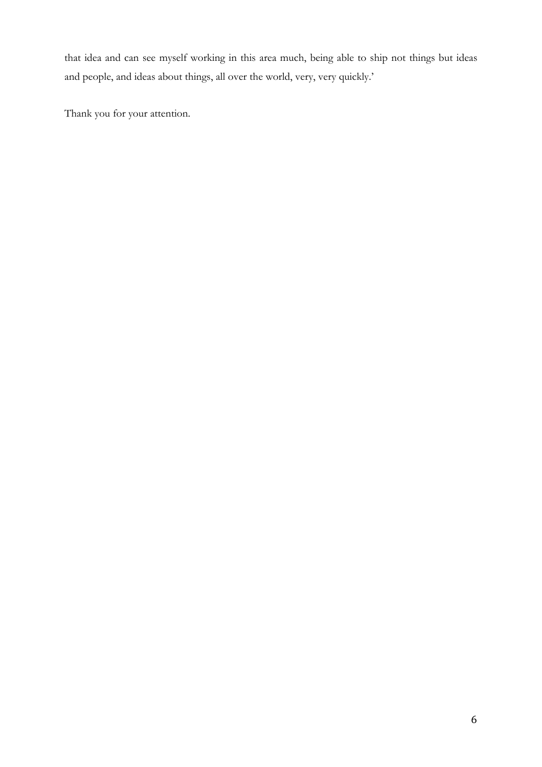that idea and can see myself working in this area much, being able to ship not things but ideas and people, and ideas about things, all over the world, very, very quickly.'

Thank you for your attention.